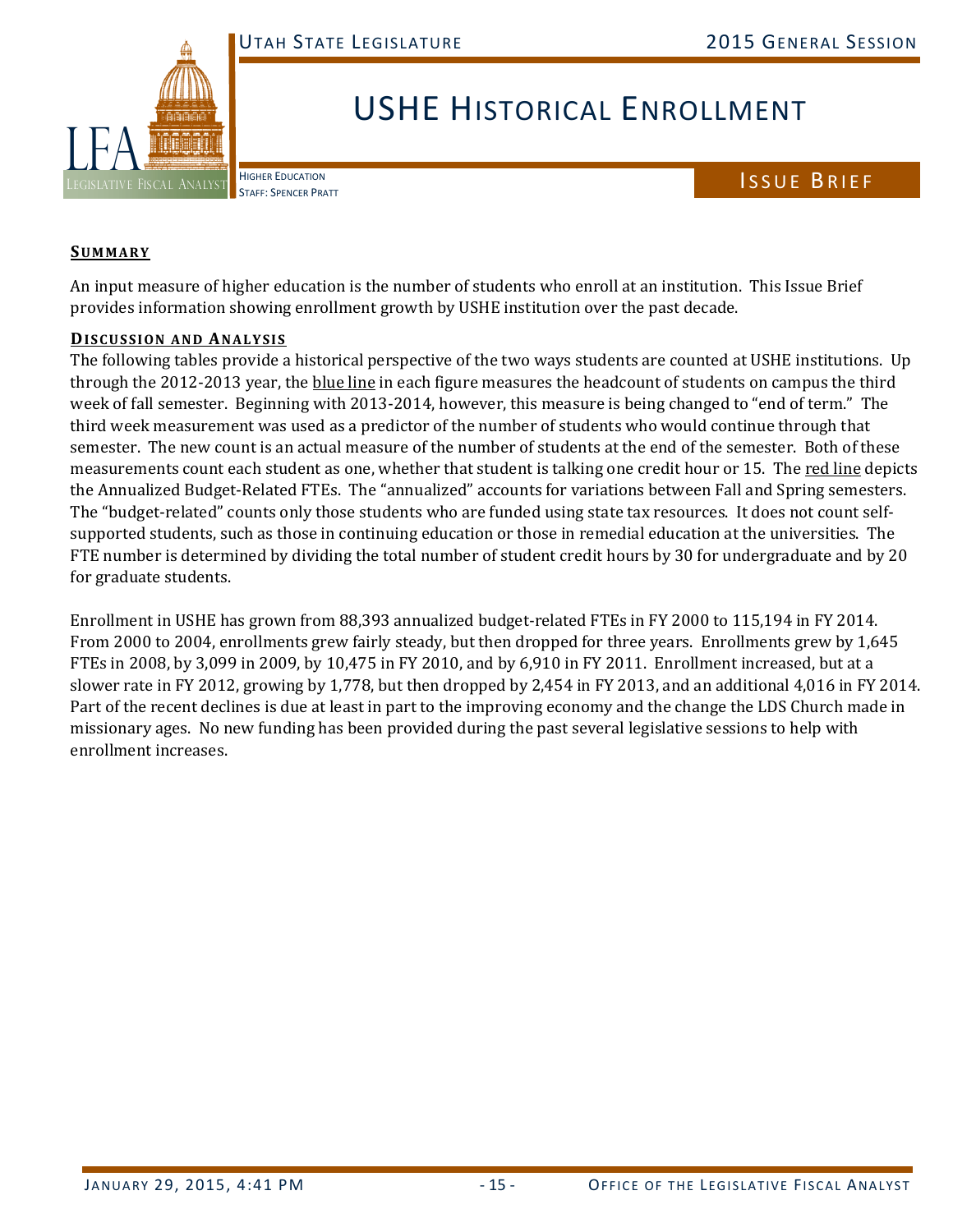# USHE Historical Enrollment

Higher Education
Staff: Spencer Pratt

Issue Brief

## Summary

An input measure of higher education is the number of students who enroll at an institution. This Issue Brief provides information showing enrollment growth by USHE institution over the past decade.

## Discussion and Analysis

The following tables provide a historical perspective of the two ways students are counted at USHE institutions. Up through the 2012-2013 year, the blue line in each figure measures the headcount of students on campus the third week of fall semester. Beginning with 2013-2014, however, this measure is being changed to "end of term." The third week measurement was used as a predictor of the number of students who would continue through that semester. The new count is an actual measure of the number of students at the end of the semester. Both of these measurements count each student as one, whether that student is talking one credit hour or 15. The red line depicts the Annualized Budget-Related FTEs. The "annualized" accounts for variations between Fall and Spring semesters. The "budget-related" counts only those students who are funded using state tax resources. It does not count self-supported students, such as those in continuing education or those in remedial education at the universities. The FTE number is determined by dividing the total number of student credit hours by 30 for undergraduate and by 20 for graduate students.

Enrollment in USHE has grown from 88,393 annualized budget-related FTEs in FY 2000 to 115,194 in FY 2014. From 2000 to 2004, enrollments grew fairly steady, but then dropped for three years. Enrollments grew by 1,645 FTEs in 2008, by 3,099 in 2009, by 10,475 in FY 2010, and by 6,910 in FY 2011. Enrollment increased, but at a slower rate in FY 2012, growing by 1,778, but then dropped by 2,454 in FY 2013, and an additional 4,016 in FY 2014. Part of the recent declines is due at least in part to the improving economy and the change the LDS Church made in missionary ages. No new funding has been provided during the past several legislative sessions to help with enrollment increases.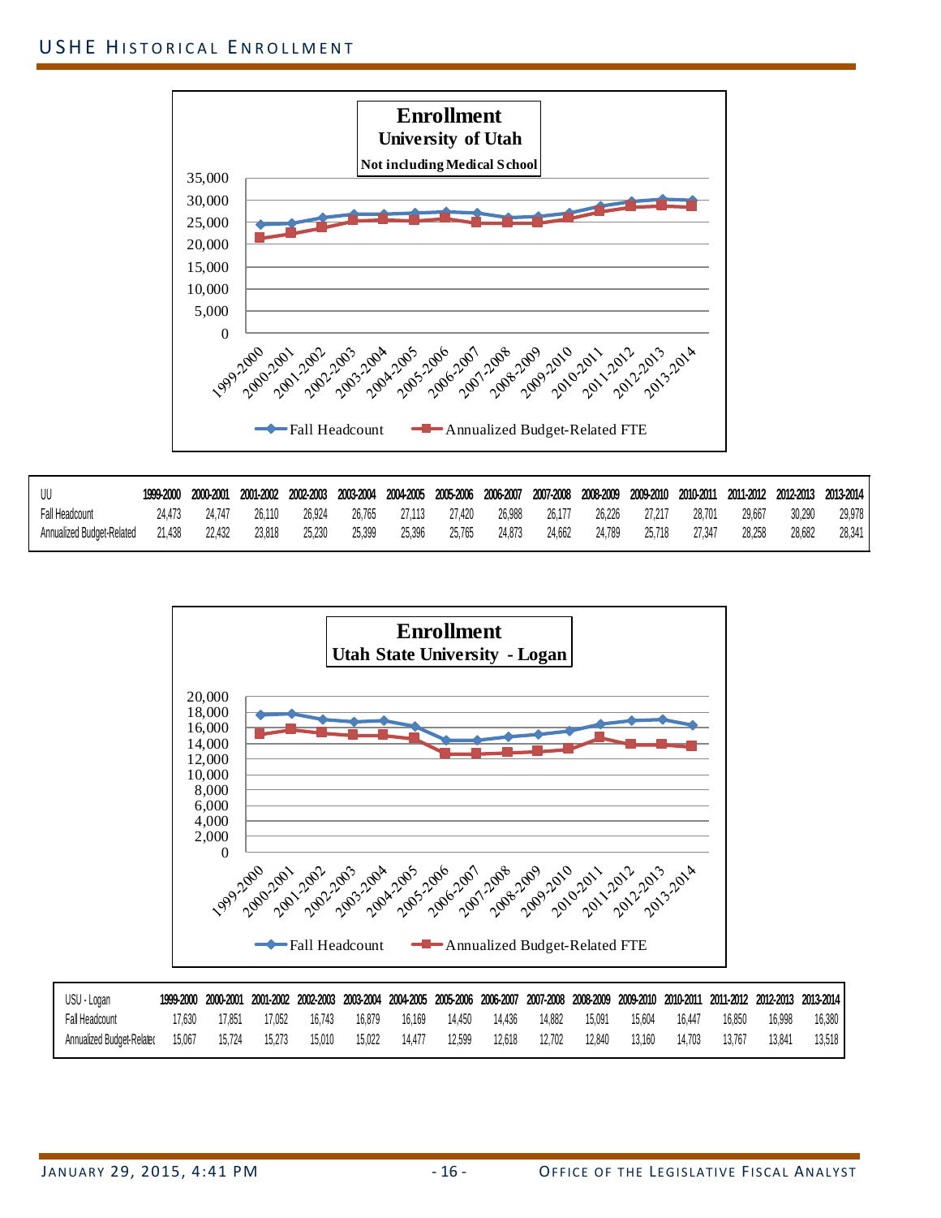## USHE Historical Enrollment

**Enrollment**
**University of Utah**
**Not including Medical School**

| UU | 1999-2000 | 2000-2001 | 2001-2002 | 2002-2003 | 2003-2004 | 2004-2005 | 2005-2006 | 2006-2007 | 2007-2008 | 2008-2009 | 2009-2010 | 2010-2011 | 2011-2012 | 2012-2013 | 2013-2014 |
|---|---|---|---|---|---|---|---|---|---|---|---|---|---|---|---|
| Fall Headcount | 24,473 | 24,747 | 26,110 | 26,924 | 26,765 | 27,113 | 27,420 | 26,988 | 26,177 | 26,226 | 27,217 | 28,701 | 29,667 | 30,290 | 29,978 |
| Annualized Budget-Related | 21,438 | 22,432 | 23,818 | 25,230 | 25,399 | 25,396 | 25,765 | 24,873 | 24,662 | 24,789 | 25,718 | 27,347 | 28,258 | 28,682 | 28,341 |

**Enrollment**
**Utah State University - Logan**

| USU - Logan | 1999-2000 | 2000-2001 | 2001-2002 | 2002-2003 | 2003-2004 | 2004-2005 | 2005-2006 | 2006-2007 | 2007-2008 | 2008-2009 | 2009-2010 | 2010-2011 | 2011-2012 | 2012-2013 | 2013-2014 |
|---|---|---|---|---|---|---|---|---|---|---|---|---|---|---|---|
| Fall Headcount | 17,630 | 17,851 | 17,052 | 16,743 | 16,879 | 16,169 | 14,450 | 14,436 | 14,882 | 15,091 | 15,604 | 16,447 | 16,850 | 16,998 | 16,380 |
| Annualized Budget-Relatec | 15,067 | 15,724 | 15,273 | 15,010 | 15,022 | 14,477 | 12,599 | 12,618 | 12,702 | 12,840 | 13,160 | 14,703 | 13,767 | 13,841 | 13,518 |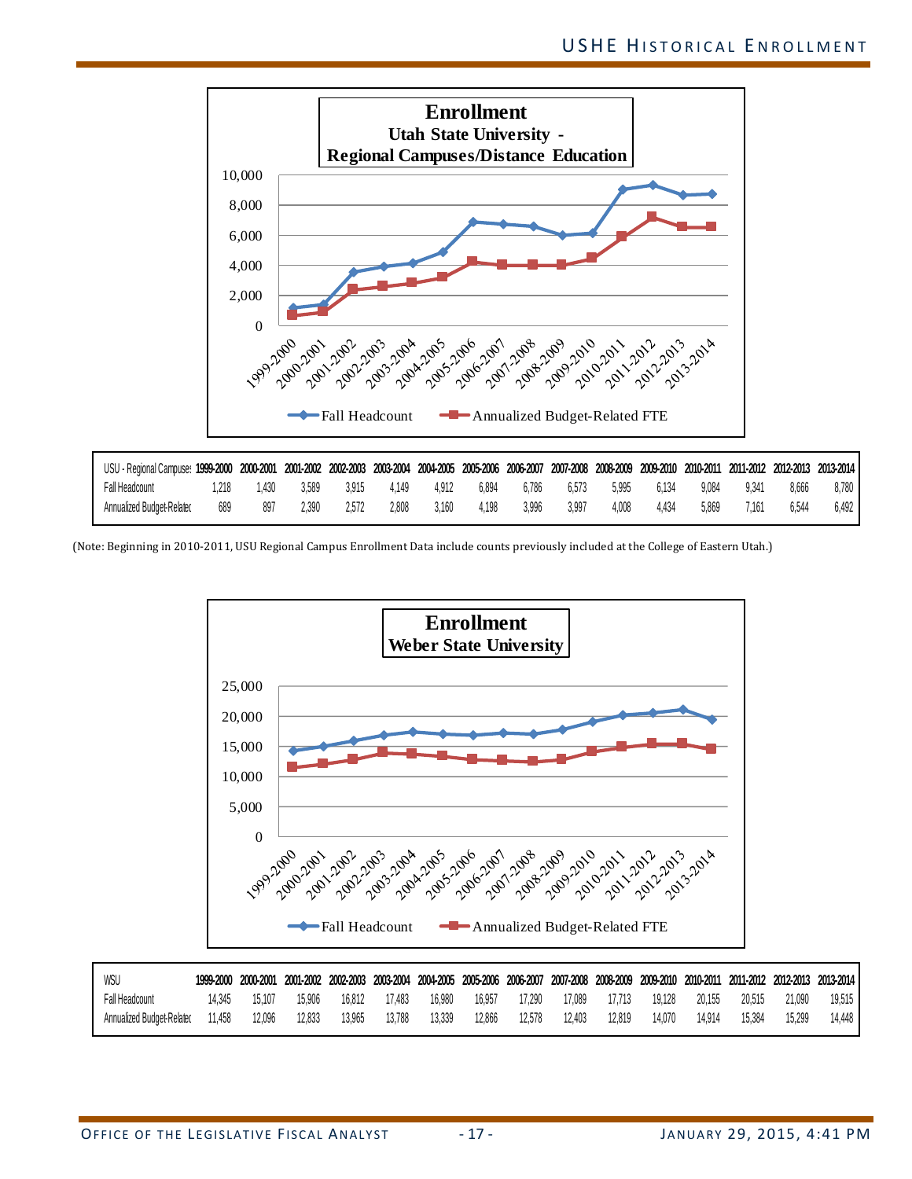**Enrollment**
**Utah State University - Regional Campuses/Distance Education**

| USU - Regional Campuses | 1999-2000 | 2000-2001 | 2001-2002 | 2002-2003 | 2003-2004 | 2004-2005 | 2005-2006 | 2006-2007 | 2007-2008 | 2008-2009 | 2009-2010 | 2010-2011 | 2011-2012 | 2012-2013 | 2013-2014 |
|---|---|---|---|---|---|---|---|---|---|---|---|---|---|---|---|
| Fall Headcount | 1,218 | 1,430 | 3,589 | 3,915 | 4,149 | 4,912 | 6,894 | 6,786 | 6,573 | 5,995 | 6,134 | 9,084 | 9,341 | 8,666 | 8,780 |
| Annualized Budget-Related | 689 | 897 | 2,390 | 2,572 | 2,808 | 3,160 | 4,198 | 3,996 | 3,997 | 4,008 | 4,434 | 5,869 | 7,161 | 6,544 | 6,492 |

(Note: Beginning in 2010-2011, USU Regional Campus Enrollment Data include counts previously included at the College of Eastern Utah.)

**Enrollment**
**Weber State University**

| WSU | 1999-2000 | 2000-2001 | 2001-2002 | 2002-2003 | 2003-2004 | 2004-2005 | 2005-2006 | 2006-2007 | 2007-2008 | 2008-2009 | 2009-2010 | 2010-2011 | 2011-2012 | 2012-2013 | 2013-2014 |
|---|---|---|---|---|---|---|---|---|---|---|---|---|---|---|---|
| Fall Headcount | 14,345 | 15,107 | 15,906 | 16,812 | 17,483 | 16,980 | 16,957 | 17,290 | 17,089 | 17,713 | 19,128 | 20,155 | 20,515 | 21,090 | 19,515 |
| Annualized Budget-Related | 11,458 | 12,096 | 12,833 | 13,965 | 13,788 | 13,339 | 12,866 | 12,578 | 12,403 | 12,819 | 14,070 | 14,914 | 15,384 | 15,299 | 14,448 |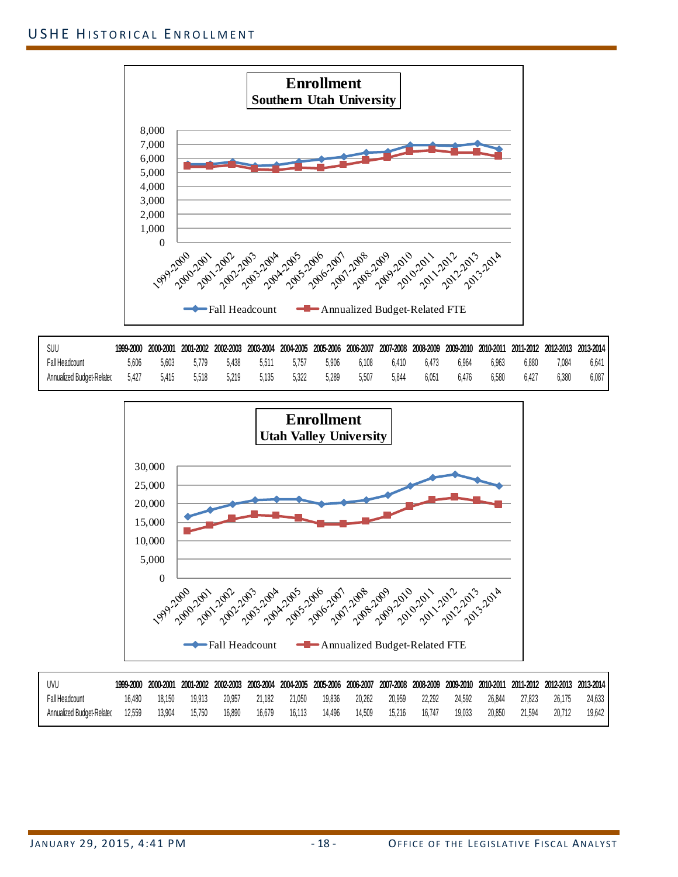**Enrollment**
**Southern Utah University**

| SUU | 1999-2000 | 2000-2001 | 2001-2002 | 2002-2003 | 2003-2004 | 2004-2005 | 2005-2006 | 2006-2007 | 2007-2008 | 2008-2009 | 2009-2010 | 2010-2011 | 2011-2012 | 2012-2013 | 2013-2014 |
|---|---|---|---|---|---|---|---|---|---|---|---|---|---|---|---|
| Fall Headcount | 5,606 | 5,603 | 5,779 | 5,438 | 5,511 | 5,757 | 5,906 | 6,108 | 6,410 | 6,473 | 6,964 | 6,963 | 6,880 | 7,084 | 6,641 |
| Annualized Budget-Related | 5,427 | 5,415 | 5,518 | 5,219 | 5,135 | 5,322 | 5,289 | 5,507 | 5,844 | 6,051 | 6,476 | 6,580 | 6,427 | 6,380 | 6,087 |

**Enrollment**
**Utah Valley University**

| UVU | 1999-2000 | 2000-2001 | 2001-2002 | 2002-2003 | 2003-2004 | 2004-2005 | 2005-2006 | 2006-2007 | 2007-2008 | 2008-2009 | 2009-2010 | 2010-2011 | 2011-2012 | 2012-2013 | 2013-2014 |
|---|---|---|---|---|---|---|---|---|---|---|---|---|---|---|---|
| Fall Headcount | 16,480 | 18,150 | 19,913 | 20,957 | 21,182 | 21,050 | 19,836 | 20,262 | 20,959 | 22,292 | 24,592 | 26,844 | 27,823 | 26,175 | 24,633 |
| Annualized Budget-Related | 12,559 | 13,904 | 15,750 | 16,890 | 16,679 | 16,113 | 14,496 | 14,509 | 15,216 | 16,747 | 19,033 | 20,850 | 21,594 | 20,712 | 19,642 |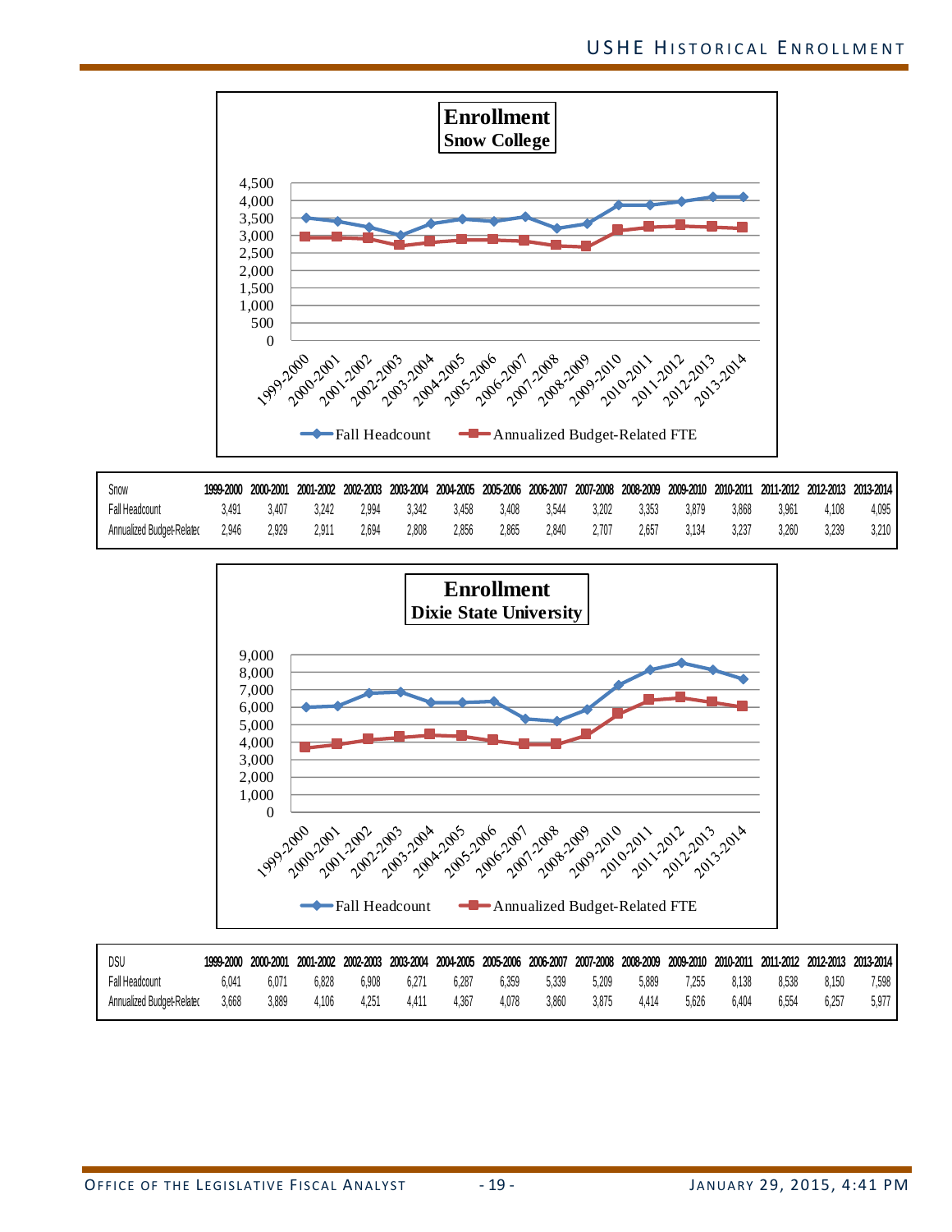**Enrollment**
**Snow College**

| Snow | 1999-2000 | 2000-2001 | 2001-2002 | 2002-2003 | 2003-2004 | 2004-2005 | 2005-2006 | 2006-2007 | 2007-2008 | 2008-2009 | 2009-2010 | 2010-2011 | 2011-2012 | 2012-2013 | 2013-2014 |
|---|---|---|---|---|---|---|---|---|---|---|---|---|---|---|---|
| Fall Headcount | 3,491 | 3,407 | 3,242 | 2,994 | 3,342 | 3,458 | 3,408 | 3,544 | 3,202 | 3,353 | 3,879 | 3,868 | 3,961 | 4,108 | 4,095 |
| Annualized Budget-Relatec | 2,946 | 2,929 | 2,911 | 2,694 | 2,808 | 2,856 | 2,865 | 2,840 | 2,707 | 2,657 | 3,134 | 3,237 | 3,260 | 3,239 | 3,210 |

**Enrollment**
**Dixie State University**

| DSU | 1999-2000 | 2000-2001 | 2001-2002 | 2002-2003 | 2003-2004 | 2004-2005 | 2005-2006 | 2006-2007 | 2007-2008 | 2008-2009 | 2009-2010 | 2010-2011 | 2011-2012 | 2012-2013 | 2013-2014 |
|---|---|---|---|---|---|---|---|---|---|---|---|---|---|---|---|
| Fall Headcount | 6,041 | 6,071 | 6,828 | 6,908 | 6,271 | 6,287 | 6,359 | 5,339 | 5,209 | 5,889 | 7,255 | 8,138 | 8,538 | 8,150 | 7,598 |
| Annualized Budget-Relatec | 3,668 | 3,889 | 4,106 | 4,251 | 4,411 | 4,367 | 4,078 | 3,860 | 3,875 | 4,414 | 5,626 | 6,404 | 6,554 | 6,257 | 5,977 |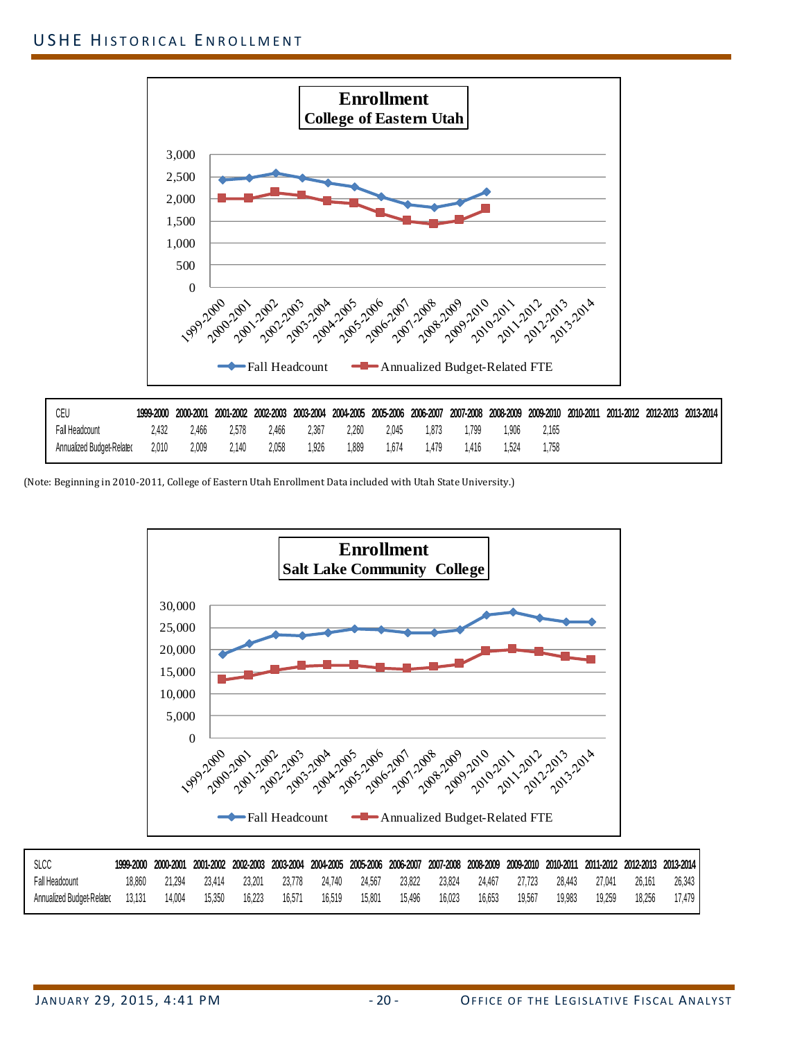## USHE Historical Enrollment

**Enrollment**
**College of Eastern Utah**

| CEU | 1999-2000 | 2000-2001 | 2001-2002 | 2002-2003 | 2003-2004 | 2004-2005 | 2005-2006 | 2006-2007 | 2007-2008 | 2008-2009 | 2009-2010 | 2010-2011 | 2011-2012 | 2012-2013 | 2013-2014 |
|---|---|---|---|---|---|---|---|---|---|---|---|---|---|---|---|
| Fall Headcount | 2,432 | 2,466 | 2,578 | 2,466 | 2,367 | 2,260 | 2,045 | 1,873 | 1,799 | 1,906 | 2,165 | | | | |
| Annualized Budget-Relatec | 2,010 | 2,009 | 2,140 | 2,058 | 1,926 | 1,889 | 1,674 | 1,479 | 1,416 | 1,524 | 1,758 | | | | |

(Note: Beginning in 2010-2011, College of Eastern Utah Enrollment Data included with Utah State University.)

**Enrollment**
**Salt Lake Community College**

| SLCC | 1999-2000 | 2000-2001 | 2001-2002 | 2002-2003 | 2003-2004 | 2004-2005 | 2005-2006 | 2006-2007 | 2007-2008 | 2008-2009 | 2009-2010 | 2010-2011 | 2011-2012 | 2012-2013 | 2013-2014 |
|---|---|---|---|---|---|---|---|---|---|---|---|---|---|---|---|
| Fall Headcount | 18,860 | 21,294 | 23,414 | 23,201 | 23,778 | 24,740 | 24,567 | 23,822 | 23,824 | 24,467 | 27,723 | 28,443 | 27,041 | 26,161 | 26,343 |
| Annualized Budget-Relatec | 13,131 | 14,004 | 15,350 | 16,223 | 16,571 | 16,519 | 15,801 | 15,496 | 16,023 | 16,653 | 19,567 | 19,983 | 19,259 | 18,256 | 17,479 |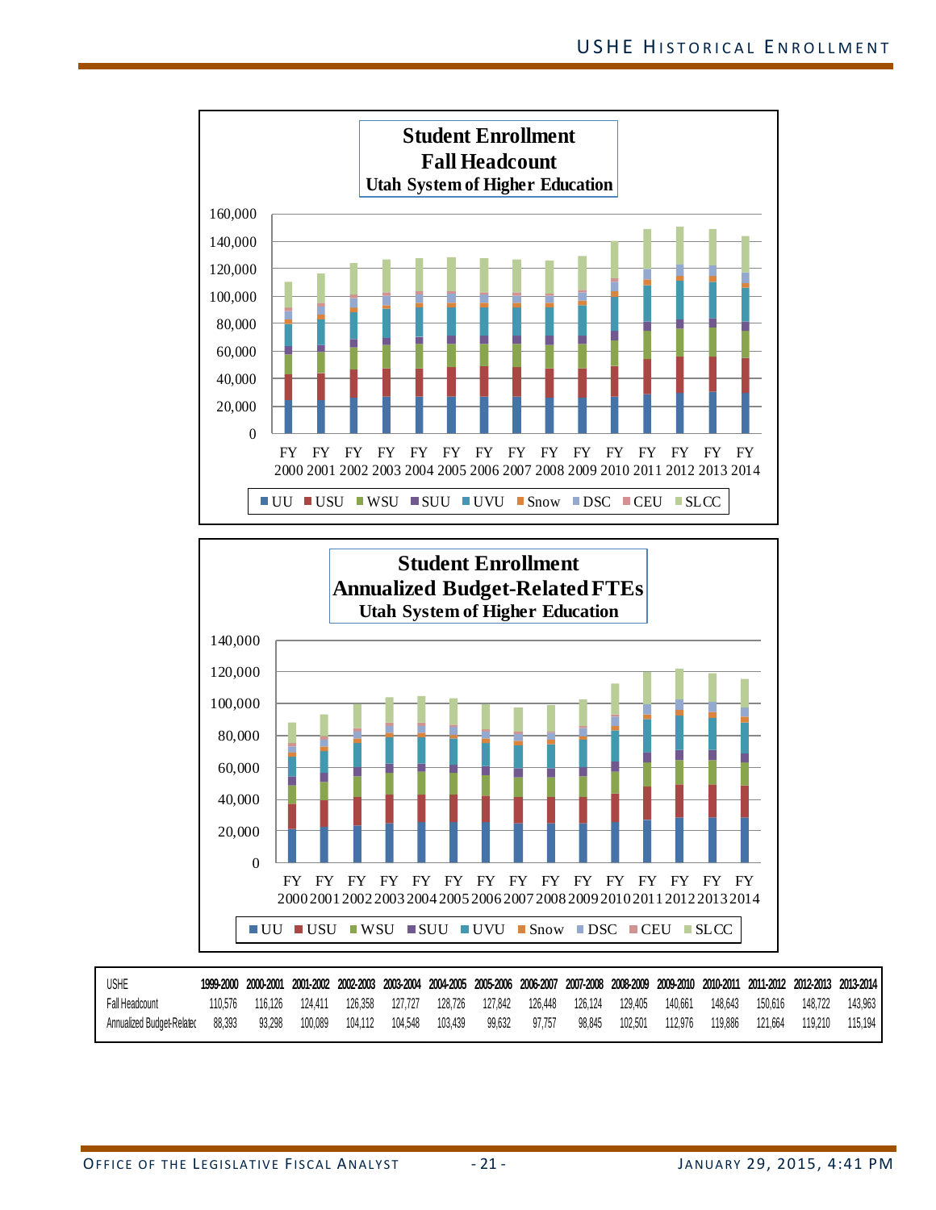**Student Enrollment**
**Fall Headcount**
**Utah System of Higher Education**

UU, USU, WSU, SUU, UVU, Snow, DSC, CEU, SLCC

FY 2000, FY 2001, FY 2002, FY 2003, FY 2004, FY 2005, FY 2006, FY 2007, FY 2008, FY 2009, FY 2010, FY 2011, FY 2012, FY 2013, FY 2014

**Student Enrollment**
**Annualized Budget-Related FTEs**
**Utah System of Higher Education**

UU, USU, WSU, SUU, UVU, Snow, DSC, CEU, SLCC

FY 2000, FY 2001, FY 2002, FY 2003, FY 2004, FY 2005, FY 2006, FY 2007, FY 2008, FY 2009, FY 2010, FY 2011, FY 2012, FY 2013, FY 2014

| USHE | 1999-2000 | 2000-2001 | 2001-2002 | 2002-2003 | 2003-2004 | 2004-2005 | 2005-2006 | 2006-2007 | 2007-2008 | 2008-2009 | 2009-2010 | 2010-2011 | 2011-2012 | 2012-2013 | 2013-2014 |
|---|---|---|---|---|---|---|---|---|---|---|---|---|---|---|---|
| Fall Headcount | 110,576 | 116,126 | 124,411 | 126,358 | 127,727 | 128,726 | 127,842 | 126,448 | 126,124 | 129,405 | 140,661 | 148,643 | 150,616 | 148,722 | 143,963 |
| Annualized Budget-Relatec | 88,393 | 93,298 | 100,089 | 104,112 | 104,548 | 103,439 | 99,632 | 97,757 | 98,845 | 102,501 | 112,976 | 119,886 | 121,664 | 119,210 | 115,194 |